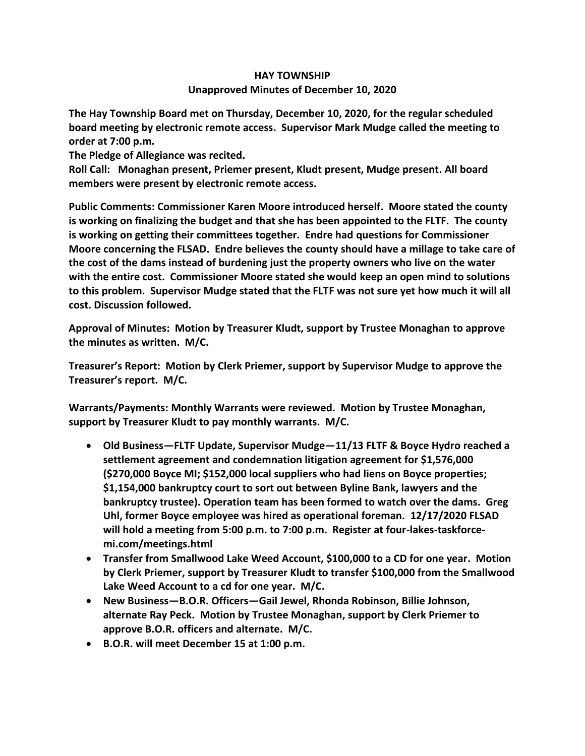# HAY TOWNSHIP

## Unapproved Minutes of December 10, 2020

**The Hay Township Board met on Thursday, December 10, 2020, for the regular scheduled board meeting by electronic remote access. Supervisor Mark Mudge called the meeting to order at 7:00 p.m.**

**The Pledge of Allegiance was recited.**

**Roll Call: Monaghan present, Priemer present, Kludt present, Mudge present. All board members were present by electronic remote access.**

**Public Comments: Commissioner Karen Moore introduced herself. Moore stated the county is working on finalizing the budget and that she has been appointed to the FLTF. The county is working on getting their committees together. Endre had questions for Commissioner Moore concerning the FLSAD. Endre believes the county should have a millage to take care of the cost of the dams instead of burdening just the property owners who live on the water with the entire cost. Commissioner Moore stated she would keep an open mind to solutions to this problem. Supervisor Mudge stated that the FLTF was not sure yet how much it will all cost. Discussion followed.**

**Approval of Minutes: Motion by Treasurer Kludt, support by Trustee Monaghan to approve the minutes as written. M/C.**

**Treasurer's Report: Motion by Clerk Priemer, support by Supervisor Mudge to approve the Treasurer's report. M/C.**

**Warrants/Payments: Monthly Warrants were reviewed. Motion by Trustee Monaghan, support by Treasurer Kludt to pay monthly warrants. M/C.**

- **Old Business—FLTF Update, Supervisor Mudge—11/13 FLTF & Boyce Hydro reached a settlement agreement and condemnation litigation agreement for $1,576,000 ($270,000 Boyce MI; $152,000 local suppliers who had liens on Boyce properties; $1,154,000 bankruptcy court to sort out between Byline Bank, lawyers and the bankruptcy trustee). Operation team has been formed to watch over the dams. Greg Uhl, former Boyce employee was hired as operational foreman. 12/17/2020 FLSAD will hold a meeting from 5:00 p.m. to 7:00 p.m. Register at four-lakes-taskforce-mi.com/meetings.html**
- **Transfer from Smallwood Lake Weed Account, $100,000 to a CD for one year. Motion by Clerk Priemer, support by Treasurer Kludt to transfer $100,000 from the Smallwood Lake Weed Account to a cd for one year. M/C.**
- **New Business—B.O.R. Officers—Gail Jewel, Rhonda Robinson, Billie Johnson, alternate Ray Peck. Motion by Trustee Monaghan, support by Clerk Priemer to approve B.O.R. officers and alternate. M/C.**
- **B.O.R. will meet December 15 at 1:00 p.m.**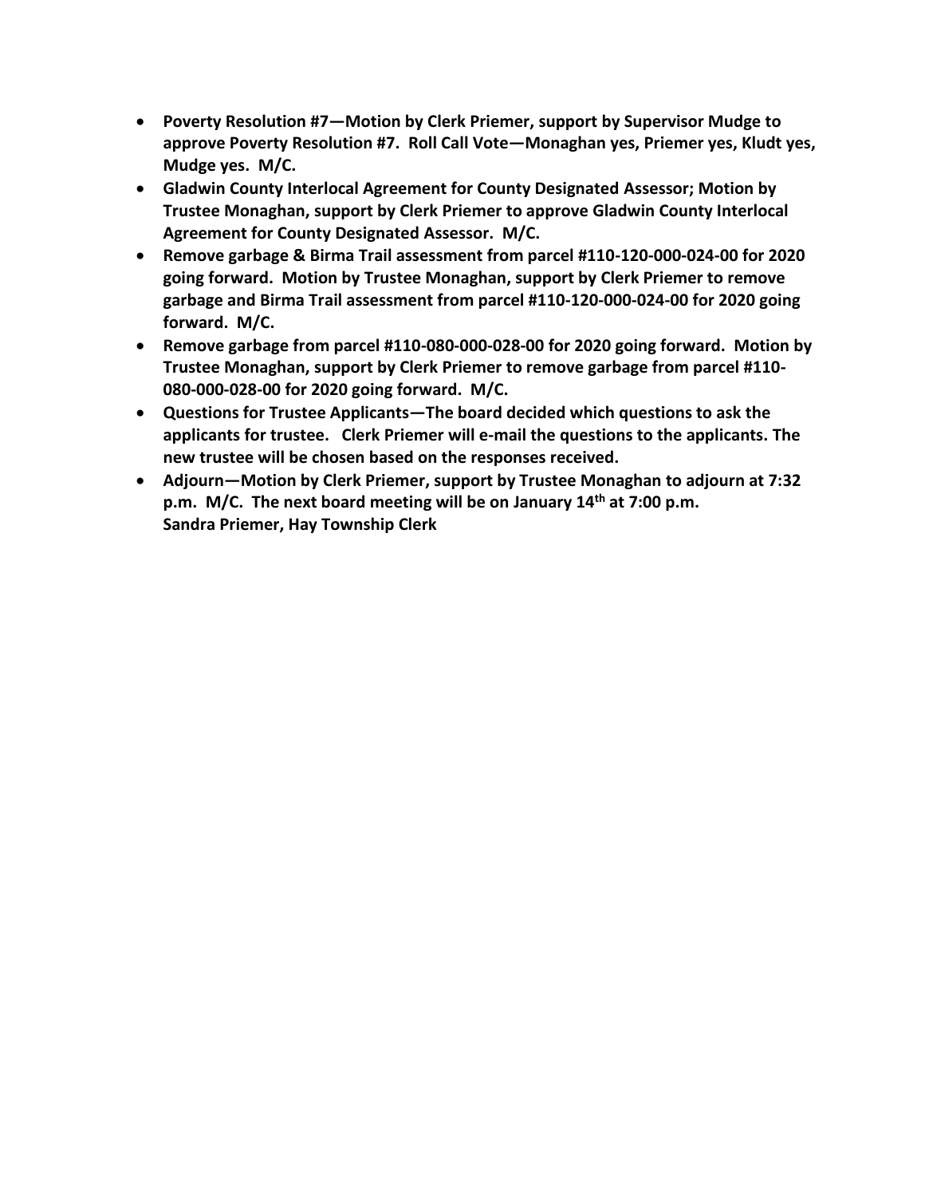- **Poverty Resolution #7—Motion by Clerk Priemer, support by Supervisor Mudge to approve Poverty Resolution #7. Roll Call Vote—Monaghan yes, Priemer yes, Kludt yes, Mudge yes. M/C.**
- **Gladwin County Interlocal Agreement for County Designated Assessor; Motion by Trustee Monaghan, support by Clerk Priemer to approve Gladwin County Interlocal Agreement for County Designated Assessor. M/C.**
- **Remove garbage & Birma Trail assessment from parcel #110-120-000-024-00 for 2020 going forward. Motion by Trustee Monaghan, support by Clerk Priemer to remove garbage and Birma Trail assessment from parcel #110-120-000-024-00 for 2020 going forward. M/C.**
- **Remove garbage from parcel #110-080-000-028-00 for 2020 going forward. Motion by Trustee Monaghan, support by Clerk Priemer to remove garbage from parcel #110-080-000-028-00 for 2020 going forward. M/C.**
- **Questions for Trustee Applicants—The board decided which questions to ask the applicants for trustee. Clerk Priemer will e-mail the questions to the applicants. The new trustee will be chosen based on the responses received.**
- **Adjourn—Motion by Clerk Priemer, support by Trustee Monaghan to adjourn at 7:32 p.m. M/C. The next board meeting will be on January 14th at 7:00 p.m.**
  **Sandra Priemer, Hay Township Clerk**